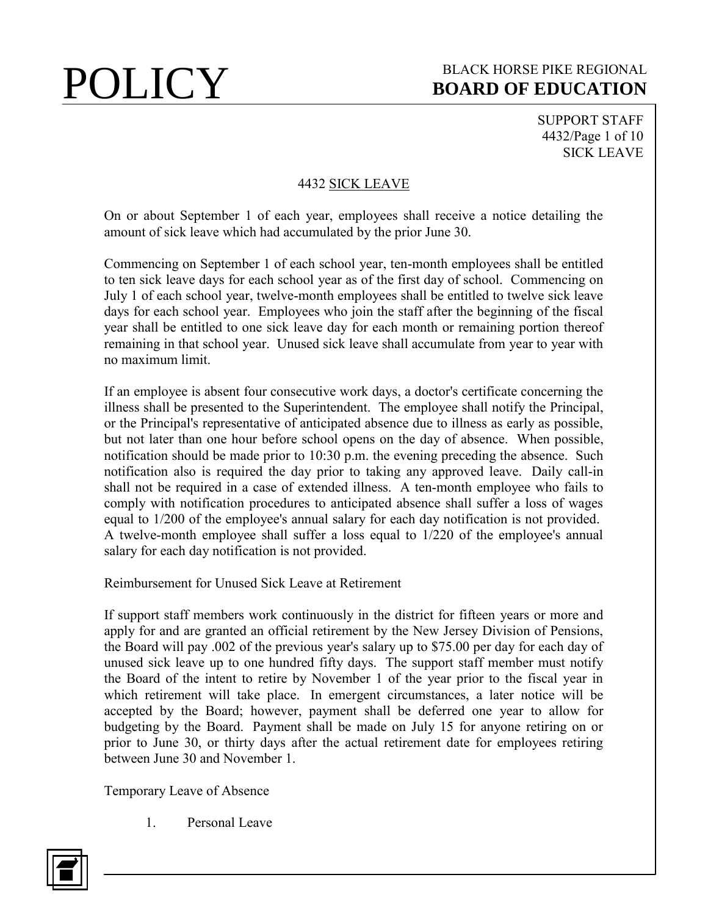# 4432 SICK LEAVE

On or about September 1 of each year, employees shall receive a notice detailing the amount of sick leave which had accumulated by the prior June 30.

Commencing on September 1 of each school year, ten-month employees shall be entitled to ten sick leave days for each school year as of the first day of school. Commencing on July 1 of each school year, twelve-month employees shall be entitled to twelve sick leave days for each school year. Employees who join the staff after the beginning of the fiscal year shall be entitled to one sick leave day for each month or remaining portion thereof remaining in that school year. Unused sick leave shall accumulate from year to year with no maximum limit.

If an employee is absent four consecutive work days, a doctor's certificate concerning the illness shall be presented to the Superintendent. The employee shall notify the Principal, or the Principal's representative of anticipated absence due to illness as early as possible, but not later than one hour before school opens on the day of absence. When possible, notification should be made prior to 10:30 p.m. the evening preceding the absence. Such notification also is required the day prior to taking any approved leave. Daily call-in shall not be required in a case of extended illness. A ten-month employee who fails to comply with notification procedures to anticipated absence shall suffer a loss of wages equal to 1/200 of the employee's annual salary for each day notification is not provided. A twelve-month employee shall suffer a loss equal to 1/220 of the employee's annual salary for each day notification is not provided.

Reimbursement for Unused Sick Leave at Retirement

If support staff members work continuously in the district for fifteen years or more and apply for and are granted an official retirement by the New Jersey Division of Pensions, the Board will pay .002 of the previous year's salary up to $75.00 per day for each day of unused sick leave up to one hundred fifty days. The support staff member must notify the Board of the intent to retire by November 1 of the year prior to the fiscal year in which retirement will take place. In emergent circumstances, a later notice will be accepted by the Board; however, payment shall be deferred one year to allow for budgeting by the Board. Payment shall be made on July 15 for anyone retiring on or prior to June 30, or thirty days after the actual retirement date for employees retiring between June 30 and November 1.

Temporary Leave of Absence

1. Personal Leave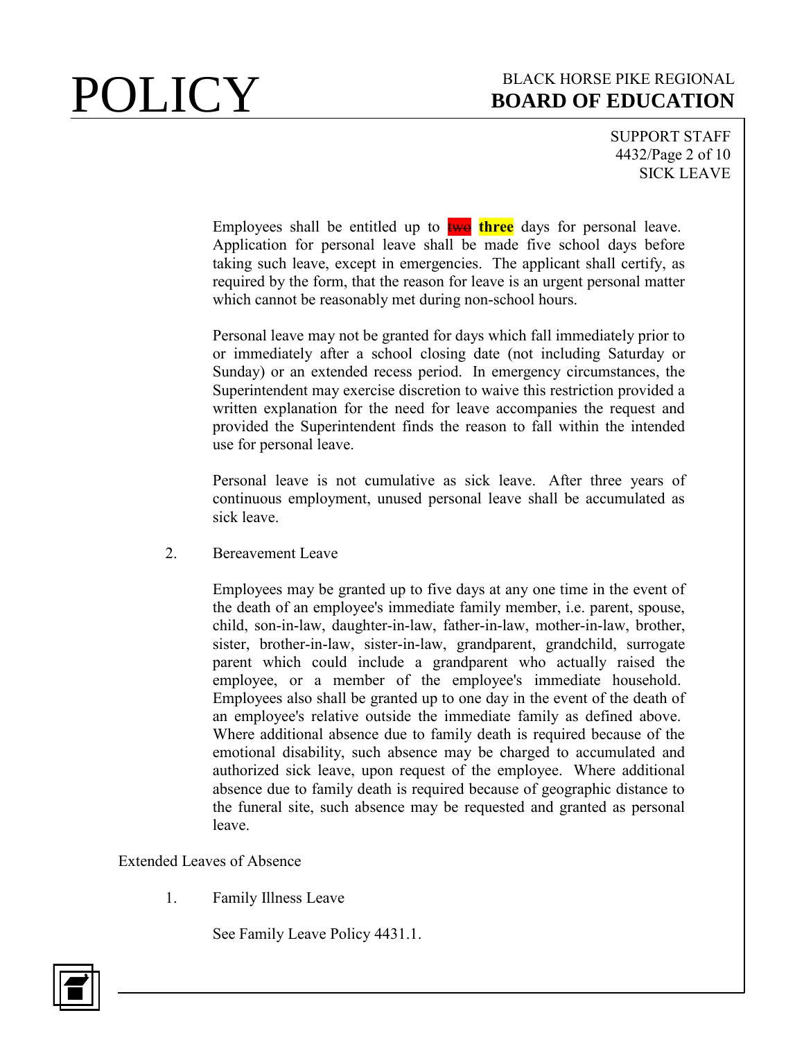Employees shall be entitled up to ~~two~~ **three** days for personal leave. Application for personal leave shall be made five school days before taking such leave, except in emergencies. The applicant shall certify, as required by the form, that the reason for leave is an urgent personal matter which cannot be reasonably met during non-school hours.

Personal leave may not be granted for days which fall immediately prior to or immediately after a school closing date (not including Saturday or Sunday) or an extended recess period. In emergency circumstances, the Superintendent may exercise discretion to waive this restriction provided a written explanation for the need for leave accompanies the request and provided the Superintendent finds the reason to fall within the intended use for personal leave.

Personal leave is not cumulative as sick leave. After three years of continuous employment, unused personal leave shall be accumulated as sick leave.

2. Bereavement Leave

   Employees may be granted up to five days at any one time in the event of the death of an employee's immediate family member, i.e. parent, spouse, child, son-in-law, daughter-in-law, father-in-law, mother-in-law, brother, sister, brother-in-law, sister-in-law, grandparent, grandchild, surrogate parent which could include a grandparent who actually raised the employee, or a member of the employee's immediate household. Employees also shall be granted up to one day in the event of the death of an employee's relative outside the immediate family as defined above. Where additional absence due to family death is required because of the emotional disability, such absence may be charged to accumulated and authorized sick leave, upon request of the employee. Where additional absence due to family death is required because of geographic distance to the funeral site, such absence may be requested and granted as personal leave.

Extended Leaves of Absence

1. Family Illness Leave

   See Family Leave Policy 4431.1.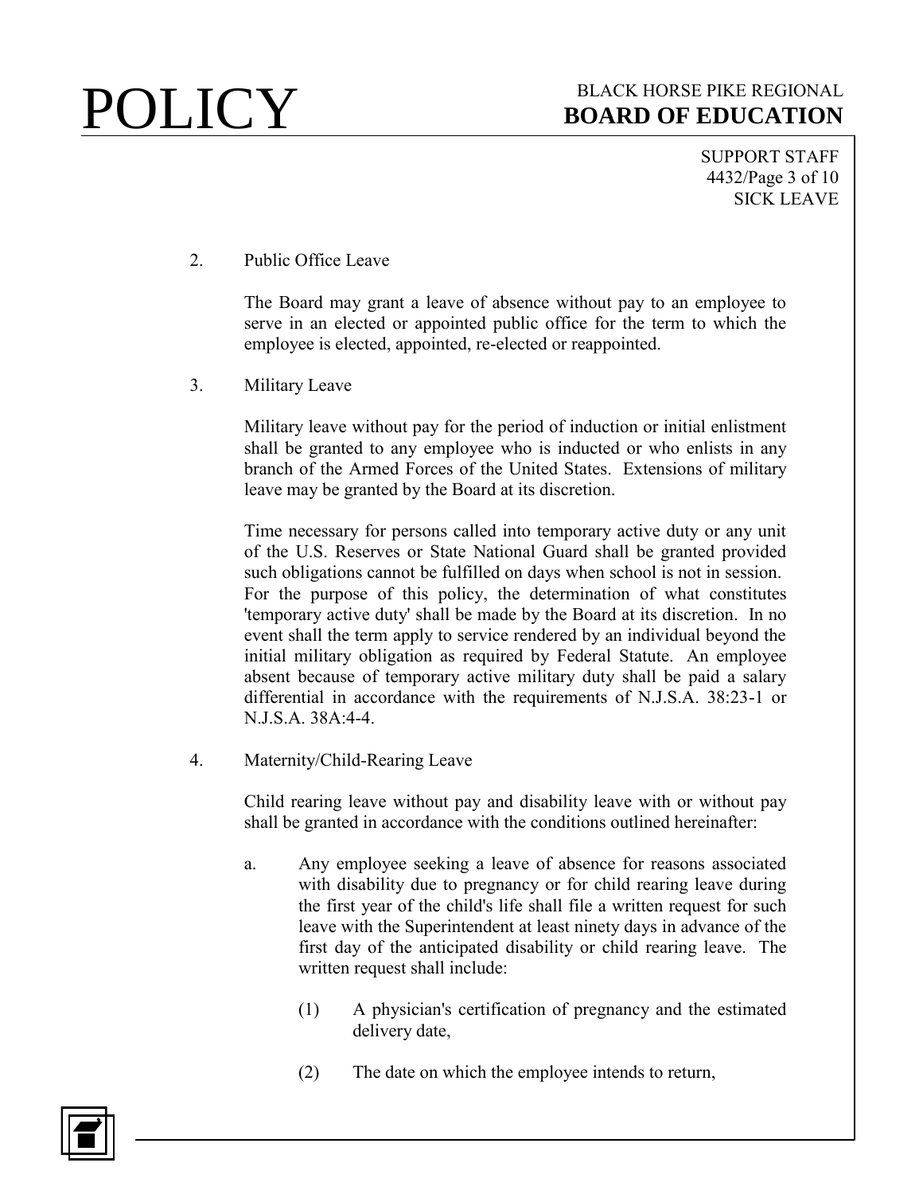2. Public Office Leave

   The Board may grant a leave of absence without pay to an employee to serve in an elected or appointed public office for the term to which the employee is elected, appointed, re-elected or reappointed.

3. Military Leave

   Military leave without pay for the period of induction or initial enlistment shall be granted to any employee who is inducted or who enlists in any branch of the Armed Forces of the United States. Extensions of military leave may be granted by the Board at its discretion.

   Time necessary for persons called into temporary active duty or any unit of the U.S. Reserves or State National Guard shall be granted provided such obligations cannot be fulfilled on days when school is not in session. For the purpose of this policy, the determination of what constitutes 'temporary active duty' shall be made by the Board at its discretion. In no event shall the term apply to service rendered by an individual beyond the initial military obligation as required by Federal Statute. An employee absent because of temporary active military duty shall be paid a salary differential in accordance with the requirements of N.J.S.A. 38:23-1 or N.J.S.A. 38A:4-4.

4. Maternity/Child-Rearing Leave

   Child rearing leave without pay and disability leave with or without pay shall be granted in accordance with the conditions outlined hereinafter:

   a. Any employee seeking a leave of absence for reasons associated with disability due to pregnancy or for child rearing leave during the first year of the child's life shall file a written request for such leave with the Superintendent at least ninety days in advance of the first day of the anticipated disability or child rearing leave. The written request shall include:

      (1) A physician's certification of pregnancy and the estimated delivery date,

      (2) The date on which the employee intends to return,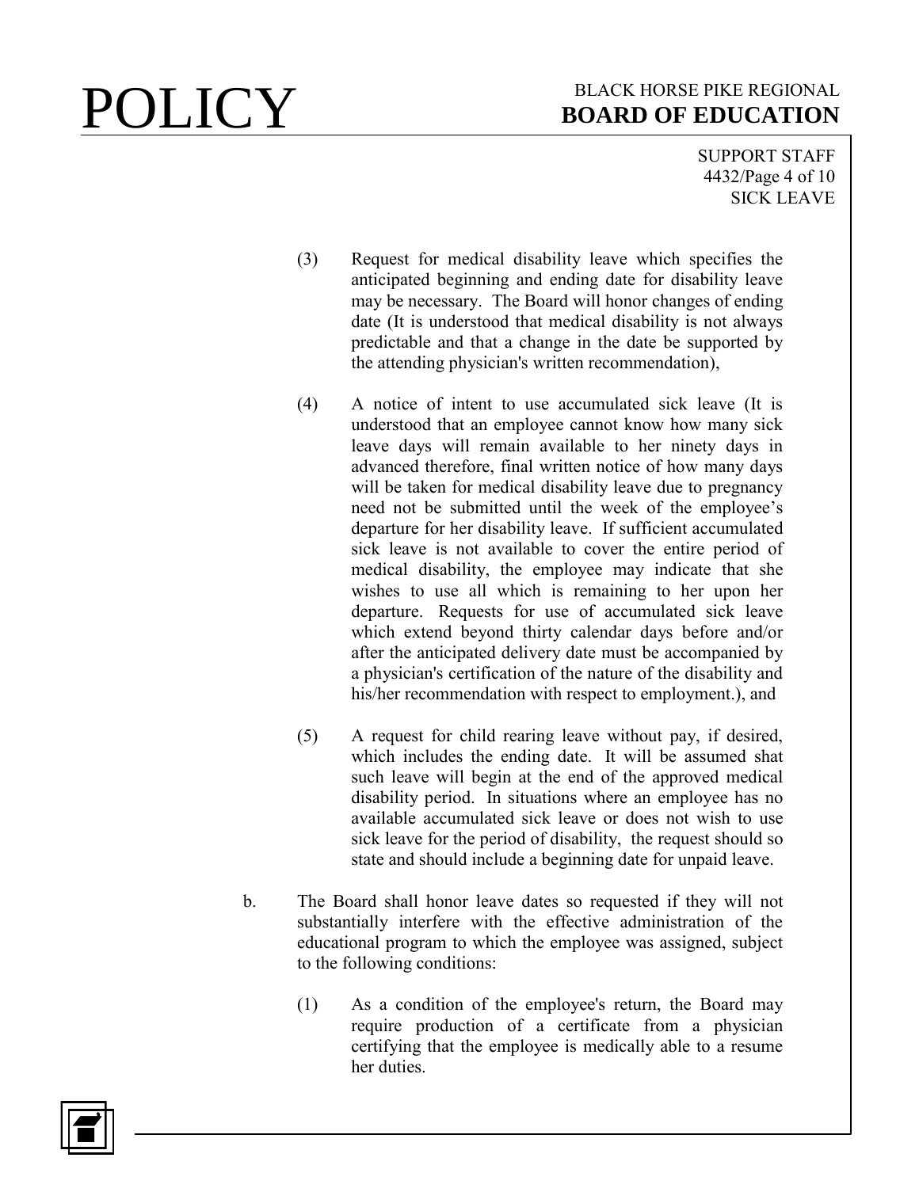(3) Request for medical disability leave which specifies the anticipated beginning and ending date for disability leave may be necessary. The Board will honor changes of ending date (It is understood that medical disability is not always predictable and that a change in the date be supported by the attending physician's written recommendation),

(4) A notice of intent to use accumulated sick leave (It is understood that an employee cannot know how many sick leave days will remain available to her ninety days in advanced therefore, final written notice of how many days will be taken for medical disability leave due to pregnancy need not be submitted until the week of the employee's departure for her disability leave. If sufficient accumulated sick leave is not available to cover the entire period of medical disability, the employee may indicate that she wishes to use all which is remaining to her upon her departure. Requests for use of accumulated sick leave which extend beyond thirty calendar days before and/or after the anticipated delivery date must be accompanied by a physician's certification of the nature of the disability and his/her recommendation with respect to employment.), and

(5) A request for child rearing leave without pay, if desired, which includes the ending date. It will be assumed shat such leave will begin at the end of the approved medical disability period. In situations where an employee has no available accumulated sick leave or does not wish to use sick leave for the period of disability, the request should so state and should include a beginning date for unpaid leave.

b. The Board shall honor leave dates so requested if they will not substantially interfere with the effective administration of the educational program to which the employee was assigned, subject to the following conditions:

(1) As a condition of the employee's return, the Board may require production of a certificate from a physician certifying that the employee is medically able to a resume her duties.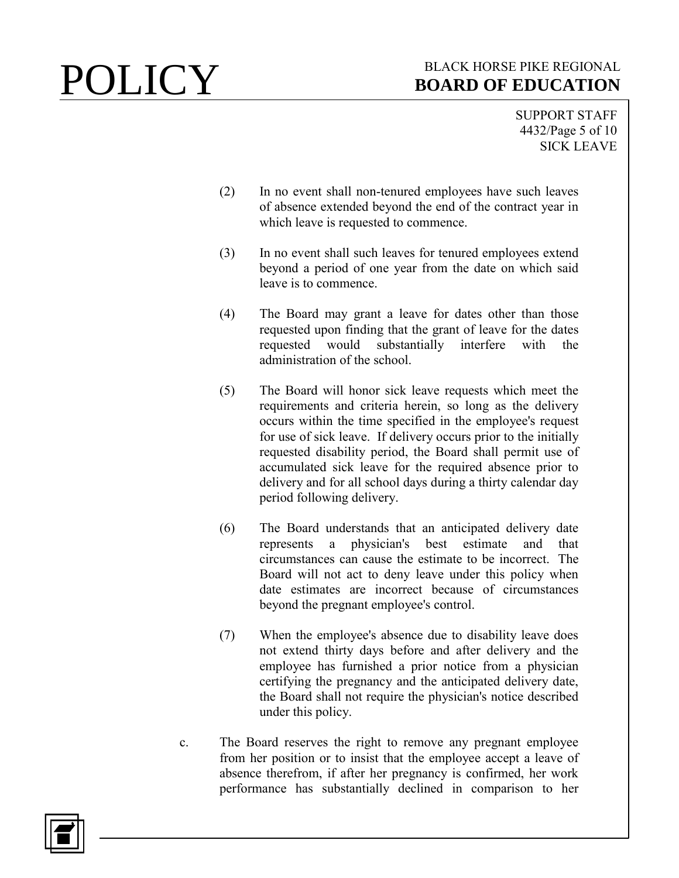(2) In no event shall non-tenured employees have such leaves of absence extended beyond the end of the contract year in which leave is requested to commence.

(3) In no event shall such leaves for tenured employees extend beyond a period of one year from the date on which said leave is to commence.

(4) The Board may grant a leave for dates other than those requested upon finding that the grant of leave for the dates requested would substantially interfere with the administration of the school.

(5) The Board will honor sick leave requests which meet the requirements and criteria herein, so long as the delivery occurs within the time specified in the employee's request for use of sick leave. If delivery occurs prior to the initially requested disability period, the Board shall permit use of accumulated sick leave for the required absence prior to delivery and for all school days during a thirty calendar day period following delivery.

(6) The Board understands that an anticipated delivery date represents a physician's best estimate and that circumstances can cause the estimate to be incorrect. The Board will not act to deny leave under this policy when date estimates are incorrect because of circumstances beyond the pregnant employee's control.

(7) When the employee's absence due to disability leave does not extend thirty days before and after delivery and the employee has furnished a prior notice from a physician certifying the pregnancy and the anticipated delivery date, the Board shall not require the physician's notice described under this policy.

c. The Board reserves the right to remove any pregnant employee from her position or to insist that the employee accept a leave of absence therefrom, if after her pregnancy is confirmed, her work performance has substantially declined in comparison to her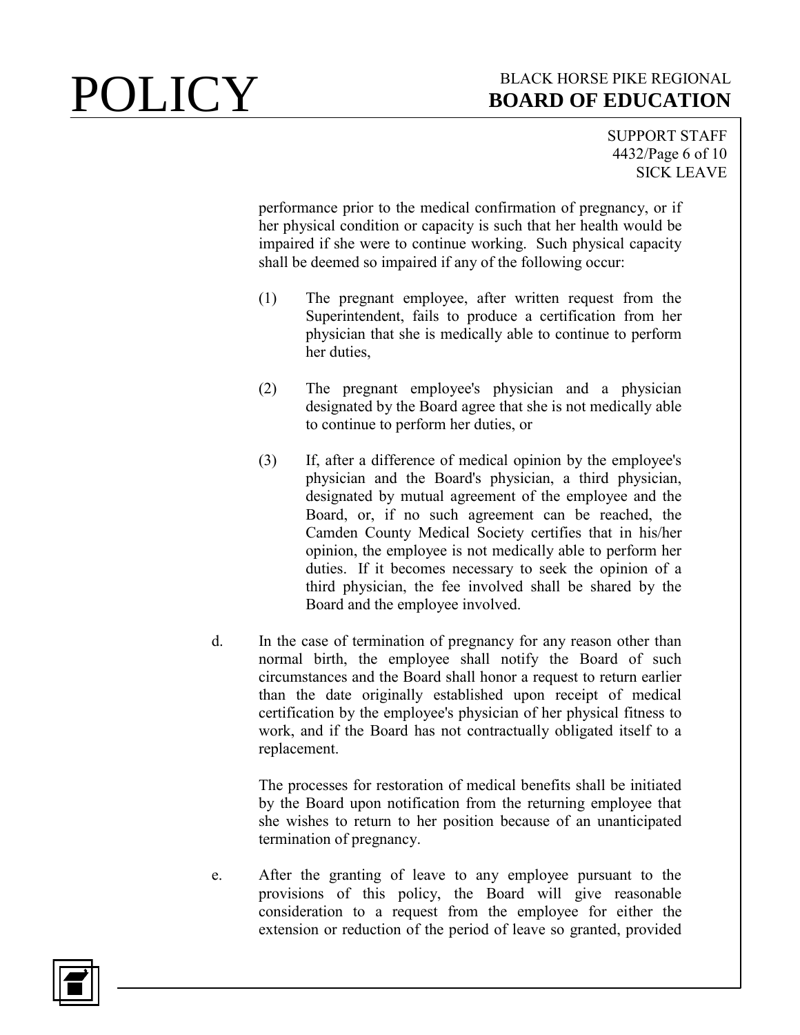performance prior to the medical confirmation of pregnancy, or if her physical condition or capacity is such that her health would be impaired if she were to continue working. Such physical capacity shall be deemed so impaired if any of the following occur:

(1) The pregnant employee, after written request from the Superintendent, fails to produce a certification from her physician that she is medically able to continue to perform her duties,

(2) The pregnant employee's physician and a physician designated by the Board agree that she is not medically able to continue to perform her duties, or

(3) If, after a difference of medical opinion by the employee's physician and the Board's physician, a third physician, designated by mutual agreement of the employee and the Board, or, if no such agreement can be reached, the Camden County Medical Society certifies that in his/her opinion, the employee is not medically able to perform her duties. If it becomes necessary to seek the opinion of a third physician, the fee involved shall be shared by the Board and the employee involved.

d. In the case of termination of pregnancy for any reason other than normal birth, the employee shall notify the Board of such circumstances and the Board shall honor a request to return earlier than the date originally established upon receipt of medical certification by the employee's physician of her physical fitness to work, and if the Board has not contractually obligated itself to a replacement.

The processes for restoration of medical benefits shall be initiated by the Board upon notification from the returning employee that she wishes to return to her position because of an unanticipated termination of pregnancy.

e. After the granting of leave to any employee pursuant to the provisions of this policy, the Board will give reasonable consideration to a request from the employee for either the extension or reduction of the period of leave so granted, provided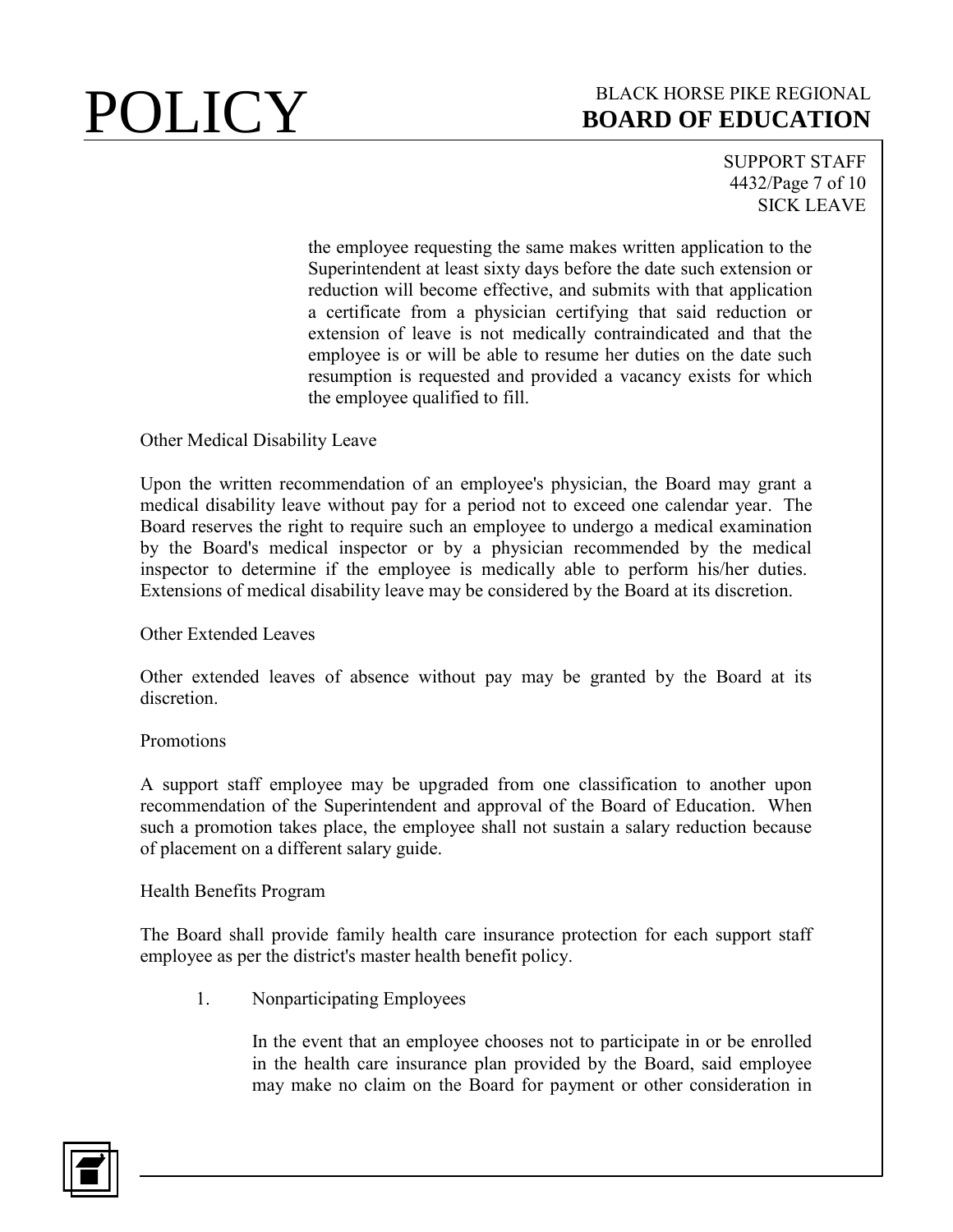the employee requesting the same makes written application to the Superintendent at least sixty days before the date such extension or reduction will become effective, and submits with that application a certificate from a physician certifying that said reduction or extension of leave is not medically contraindicated and that the employee is or will be able to resume her duties on the date such resumption is requested and provided a vacancy exists for which the employee qualified to fill.

Other Medical Disability Leave

Upon the written recommendation of an employee's physician, the Board may grant a medical disability leave without pay for a period not to exceed one calendar year. The Board reserves the right to require such an employee to undergo a medical examination by the Board's medical inspector or by a physician recommended by the medical inspector to determine if the employee is medically able to perform his/her duties. Extensions of medical disability leave may be considered by the Board at its discretion.

Other Extended Leaves

Other extended leaves of absence without pay may be granted by the Board at its discretion.

Promotions

A support staff employee may be upgraded from one classification to another upon recommendation of the Superintendent and approval of the Board of Education. When such a promotion takes place, the employee shall not sustain a salary reduction because of placement on a different salary guide.

Health Benefits Program

The Board shall provide family health care insurance protection for each support staff employee as per the district's master health benefit policy.

1. Nonparticipating Employees

   In the event that an employee chooses not to participate in or be enrolled in the health care insurance plan provided by the Board, said employee may make no claim on the Board for payment or other consideration in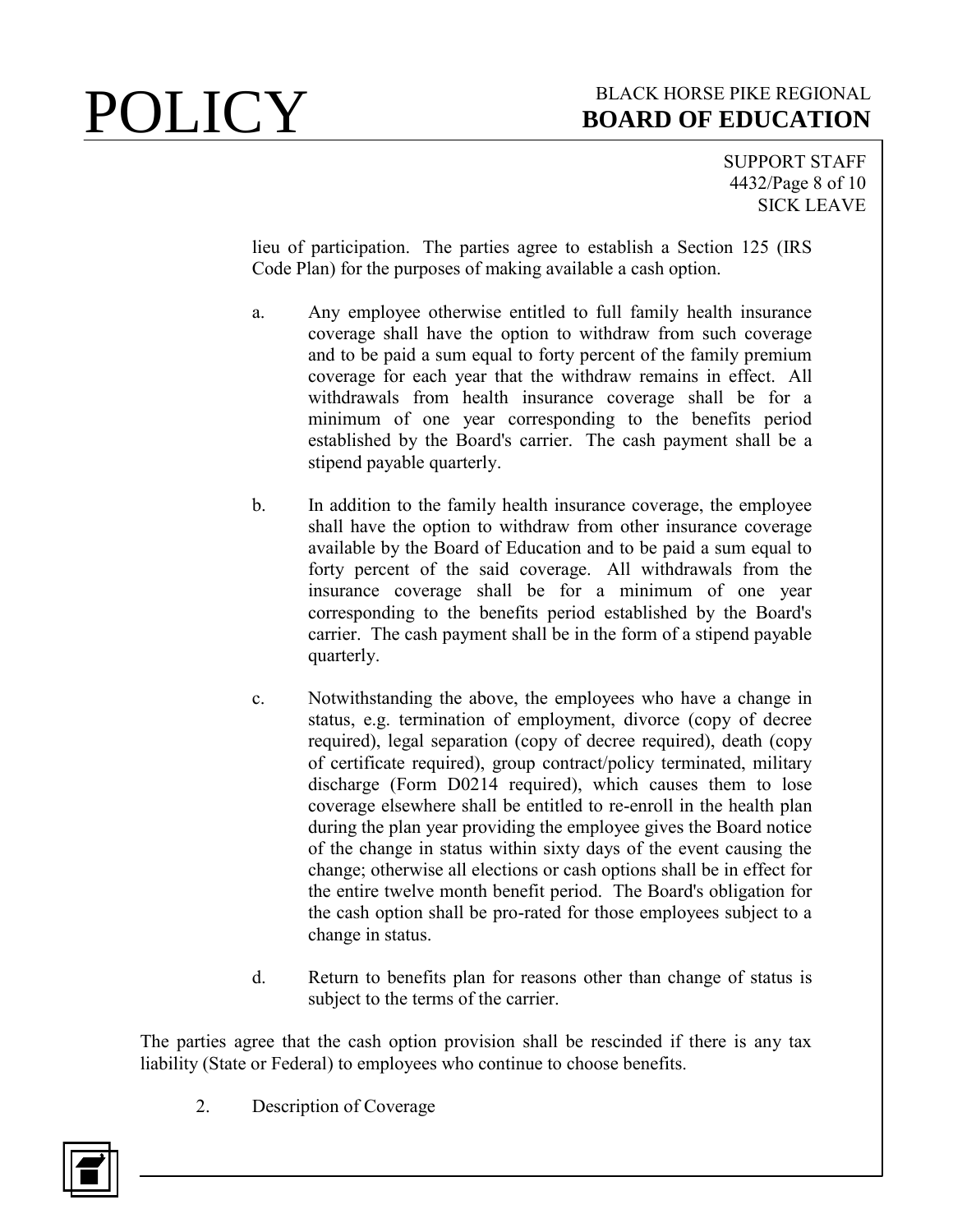lieu of participation. The parties agree to establish a Section 125 (IRS Code Plan) for the purposes of making available a cash option.

a. Any employee otherwise entitled to full family health insurance coverage shall have the option to withdraw from such coverage and to be paid a sum equal to forty percent of the family premium coverage for each year that the withdraw remains in effect. All withdrawals from health insurance coverage shall be for a minimum of one year corresponding to the benefits period established by the Board's carrier. The cash payment shall be a stipend payable quarterly.

b. In addition to the family health insurance coverage, the employee shall have the option to withdraw from other insurance coverage available by the Board of Education and to be paid a sum equal to forty percent of the said coverage. All withdrawals from the insurance coverage shall be for a minimum of one year corresponding to the benefits period established by the Board's carrier. The cash payment shall be in the form of a stipend payable quarterly.

c. Notwithstanding the above, the employees who have a change in status, e.g. termination of employment, divorce (copy of decree required), legal separation (copy of decree required), death (copy of certificate required), group contract/policy terminated, military discharge (Form D0214 required), which causes them to lose coverage elsewhere shall be entitled to re-enroll in the health plan during the plan year providing the employee gives the Board notice of the change in status within sixty days of the event causing the change; otherwise all elections or cash options shall be in effect for the entire twelve month benefit period. The Board's obligation for the cash option shall be pro-rated for those employees subject to a change in status.

d. Return to benefits plan for reasons other than change of status is subject to the terms of the carrier.

The parties agree that the cash option provision shall be rescinded if there is any tax liability (State or Federal) to employees who continue to choose benefits.

2. Description of Coverage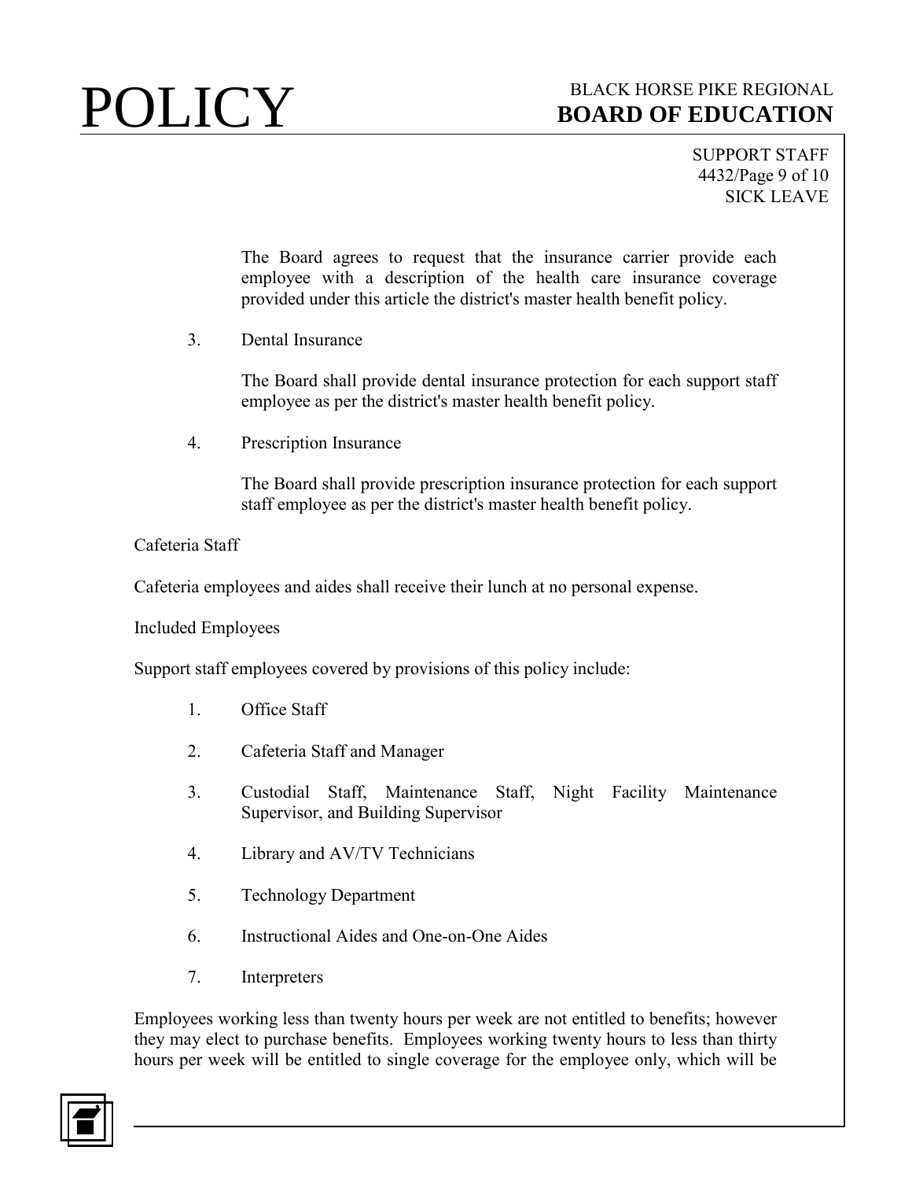The Board agrees to request that the insurance carrier provide each employee with a description of the health care insurance coverage provided under this article the district's master health benefit policy.

3. Dental Insurance

   The Board shall provide dental insurance protection for each support staff employee as per the district's master health benefit policy.

4. Prescription Insurance

   The Board shall provide prescription insurance protection for each support staff employee as per the district's master health benefit policy.

Cafeteria Staff

Cafeteria employees and aides shall receive their lunch at no personal expense.

Included Employees

Support staff employees covered by provisions of this policy include:

1. Office Staff
2. Cafeteria Staff and Manager
3. Custodial Staff, Maintenance Staff, Night Facility Maintenance Supervisor, and Building Supervisor
4. Library and AV/TV Technicians
5. Technology Department
6. Instructional Aides and One-on-One Aides
7. Interpreters

Employees working less than twenty hours per week are not entitled to benefits; however they may elect to purchase benefits. Employees working twenty hours to less than thirty hours per week will be entitled to single coverage for the employee only, which will be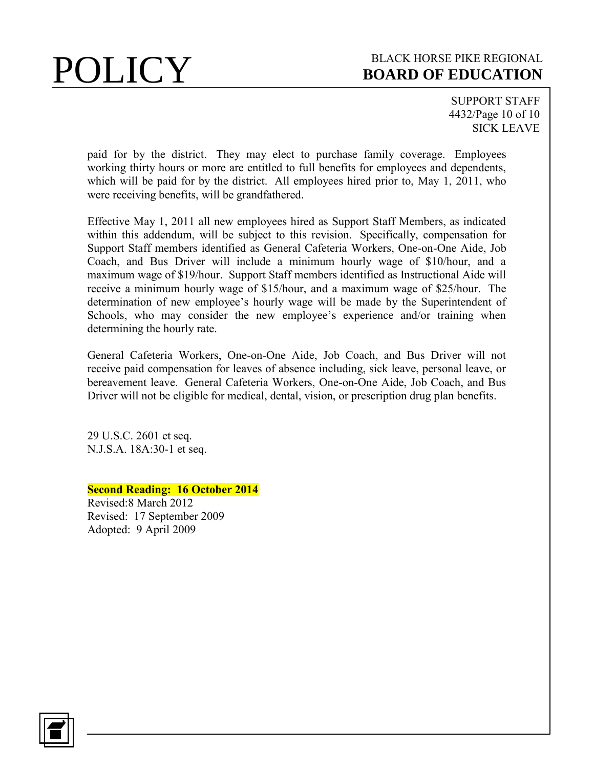paid for by the district. They may elect to purchase family coverage. Employees working thirty hours or more are entitled to full benefits for employees and dependents, which will be paid for by the district. All employees hired prior to, May 1, 2011, who were receiving benefits, will be grandfathered.

Effective May 1, 2011 all new employees hired as Support Staff Members, as indicated within this addendum, will be subject to this revision. Specifically, compensation for Support Staff members identified as General Cafeteria Workers, One-on-One Aide, Job Coach, and Bus Driver will include a minimum hourly wage of $10/hour, and a maximum wage of $19/hour. Support Staff members identified as Instructional Aide will receive a minimum hourly wage of $15/hour, and a maximum wage of $25/hour. The determination of new employee's hourly wage will be made by the Superintendent of Schools, who may consider the new employee's experience and/or training when determining the hourly rate.

General Cafeteria Workers, One-on-One Aide, Job Coach, and Bus Driver will not receive paid compensation for leaves of absence including, sick leave, personal leave, or bereavement leave. General Cafeteria Workers, One-on-One Aide, Job Coach, and Bus Driver will not be eligible for medical, dental, vision, or prescription drug plan benefits.

29 U.S.C. 2601 et seq.
N.J.S.A. 18A:30-1 et seq.

**Second Reading: 16 October 2014**
Revised:8 March 2012
Revised: 17 September 2009
Adopted: 9 April 2009